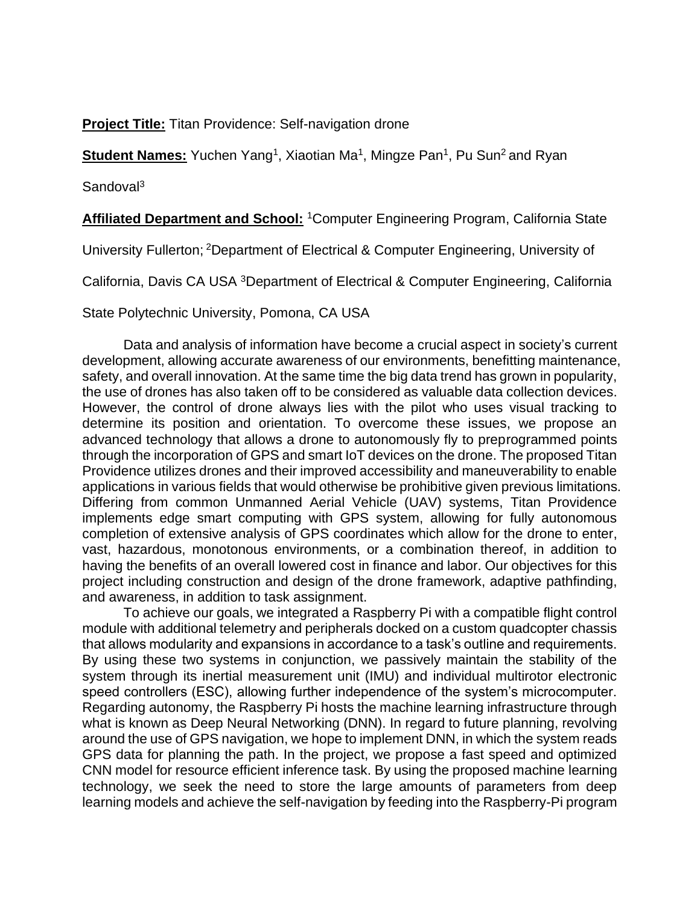**Project Title:** Titan Providence: Self-navigation drone

**Student Names:** Yuchen Yang[1], Xiaotian Ma[1], Mingze Pan[1], Pu Sun[2] and Ryan Sandoval[3]

**Affiliated Department and School:** [1]Computer Engineering Program, California State University Fullerton; [2]Department of Electrical & Computer Engineering, University of California, Davis CA USA [3]Department of Electrical & Computer Engineering, California State Polytechnic University, Pomona, CA USA

Data and analysis of information have become a crucial aspect in society's current development, allowing accurate awareness of our environments, benefitting maintenance, safety, and overall innovation. At the same time the big data trend has grown in popularity, the use of drones has also taken off to be considered as valuable data collection devices. However, the control of drone always lies with the pilot who uses visual tracking to determine its position and orientation. To overcome these issues, we propose an advanced technology that allows a drone to autonomously fly to preprogrammed points through the incorporation of GPS and smart IoT devices on the drone. The proposed Titan Providence utilizes drones and their improved accessibility and maneuverability to enable applications in various fields that would otherwise be prohibitive given previous limitations. Differing from common Unmanned Aerial Vehicle (UAV) systems, Titan Providence implements edge smart computing with GPS system, allowing for fully autonomous completion of extensive analysis of GPS coordinates which allow for the drone to enter, vast, hazardous, monotonous environments, or a combination thereof, in addition to having the benefits of an overall lowered cost in finance and labor. Our objectives for this project including construction and design of the drone framework, adaptive pathfinding, and awareness, in addition to task assignment.

To achieve our goals, we integrated a Raspberry Pi with a compatible flight control module with additional telemetry and peripherals docked on a custom quadcopter chassis that allows modularity and expansions in accordance to a task's outline and requirements. By using these two systems in conjunction, we passively maintain the stability of the system through its inertial measurement unit (IMU) and individual multirotor electronic speed controllers (ESC), allowing further independence of the system's microcomputer. Regarding autonomy, the Raspberry Pi hosts the machine learning infrastructure through what is known as Deep Neural Networking (DNN). In regard to future planning, revolving around the use of GPS navigation, we hope to implement DNN, in which the system reads GPS data for planning the path. In the project, we propose a fast speed and optimized CNN model for resource efficient inference task. By using the proposed machine learning technology, we seek the need to store the large amounts of parameters from deep learning models and achieve the self-navigation by feeding into the Raspberry-Pi program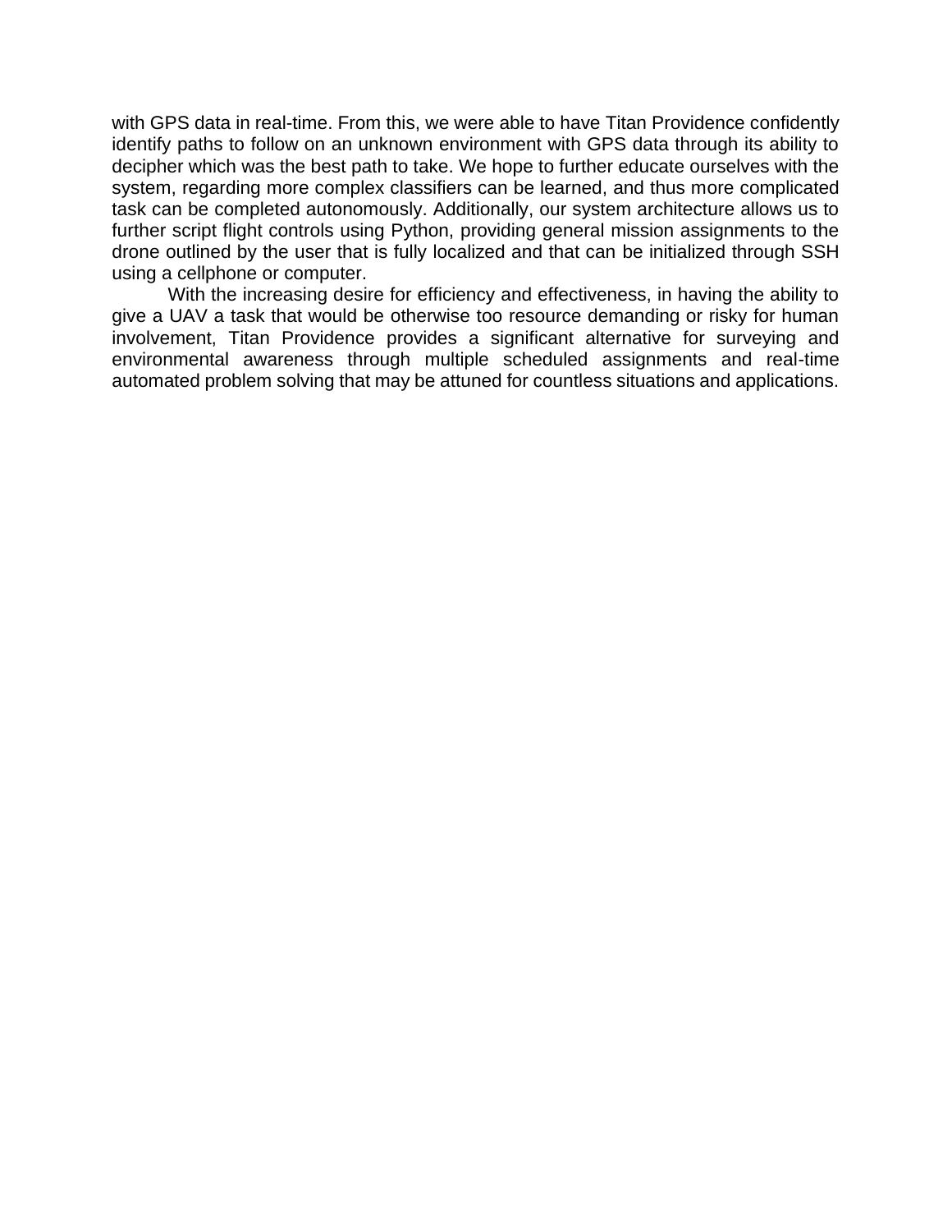with GPS data in real-time. From this, we were able to have Titan Providence confidently identify paths to follow on an unknown environment with GPS data through its ability to decipher which was the best path to take. We hope to further educate ourselves with the system, regarding more complex classifiers can be learned, and thus more complicated task can be completed autonomously. Additionally, our system architecture allows us to further script flight controls using Python, providing general mission assignments to the drone outlined by the user that is fully localized and that can be initialized through SSH using a cellphone or computer.

With the increasing desire for efficiency and effectiveness, in having the ability to give a UAV a task that would be otherwise too resource demanding or risky for human involvement, Titan Providence provides a significant alternative for surveying and environmental awareness through multiple scheduled assignments and real-time automated problem solving that may be attuned for countless situations and applications.